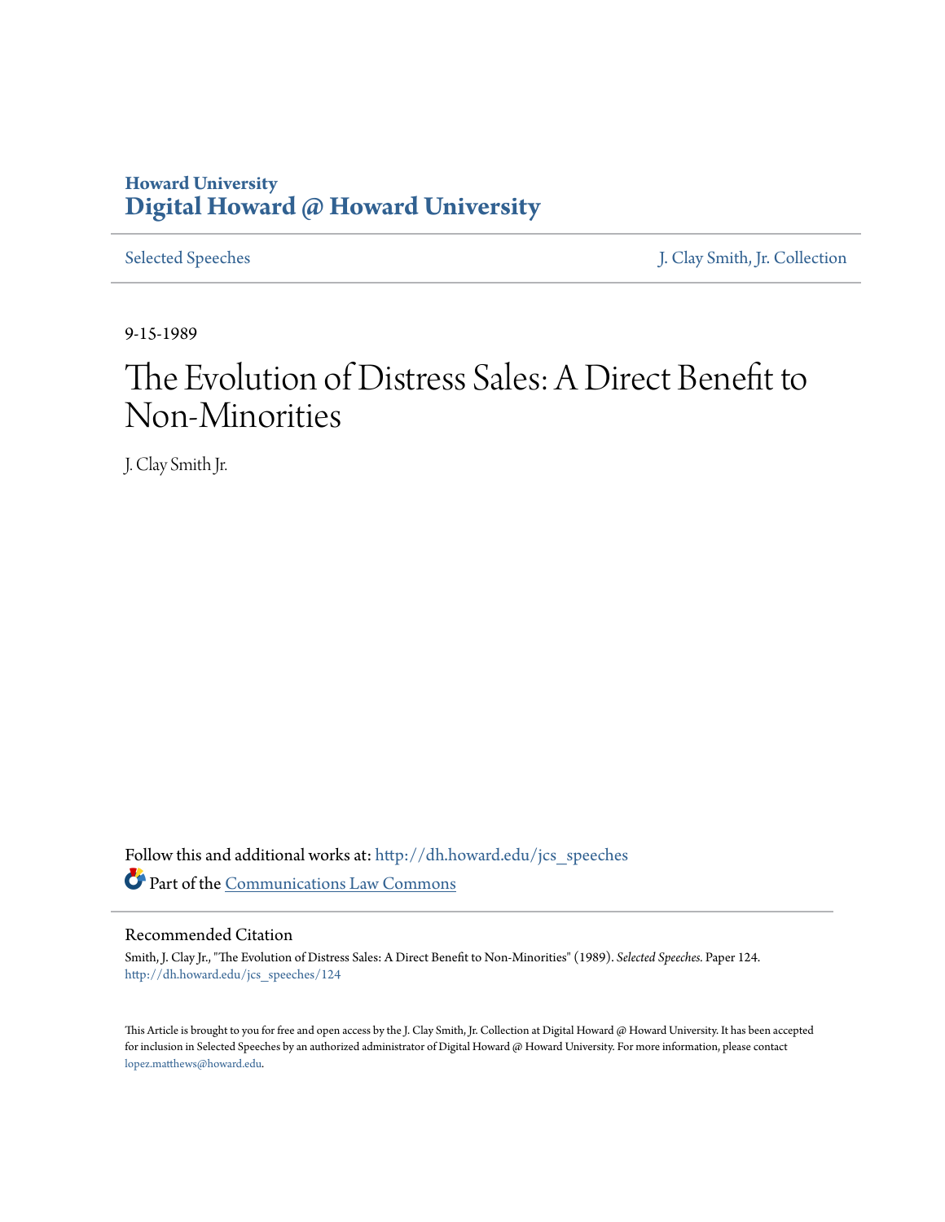Howard University

**Digital Howard @ Howard University**

Selected Speeches | J. Clay Smith, Jr. Collection

9-15-1989

# The Evolution of Distress Sales: A Direct Benefit to Non-Minorities

J. Clay Smith Jr.

Follow this and additional works at: http://dh.howard.edu/jcs_speeches

Part of the Communications Law Commons

## Recommended Citation

Smith, J. Clay Jr., "The Evolution of Distress Sales: A Direct Benefit to Non-Minorities" (1989). *Selected Speeches.* Paper 124. http://dh.howard.edu/jcs_speeches/124

This Article is brought to you for free and open access by the J. Clay Smith, Jr. Collection at Digital Howard @ Howard University. It has been accepted for inclusion in Selected Speeches by an authorized administrator of Digital Howard @ Howard University. For more information, please contact lopez.matthews@howard.edu.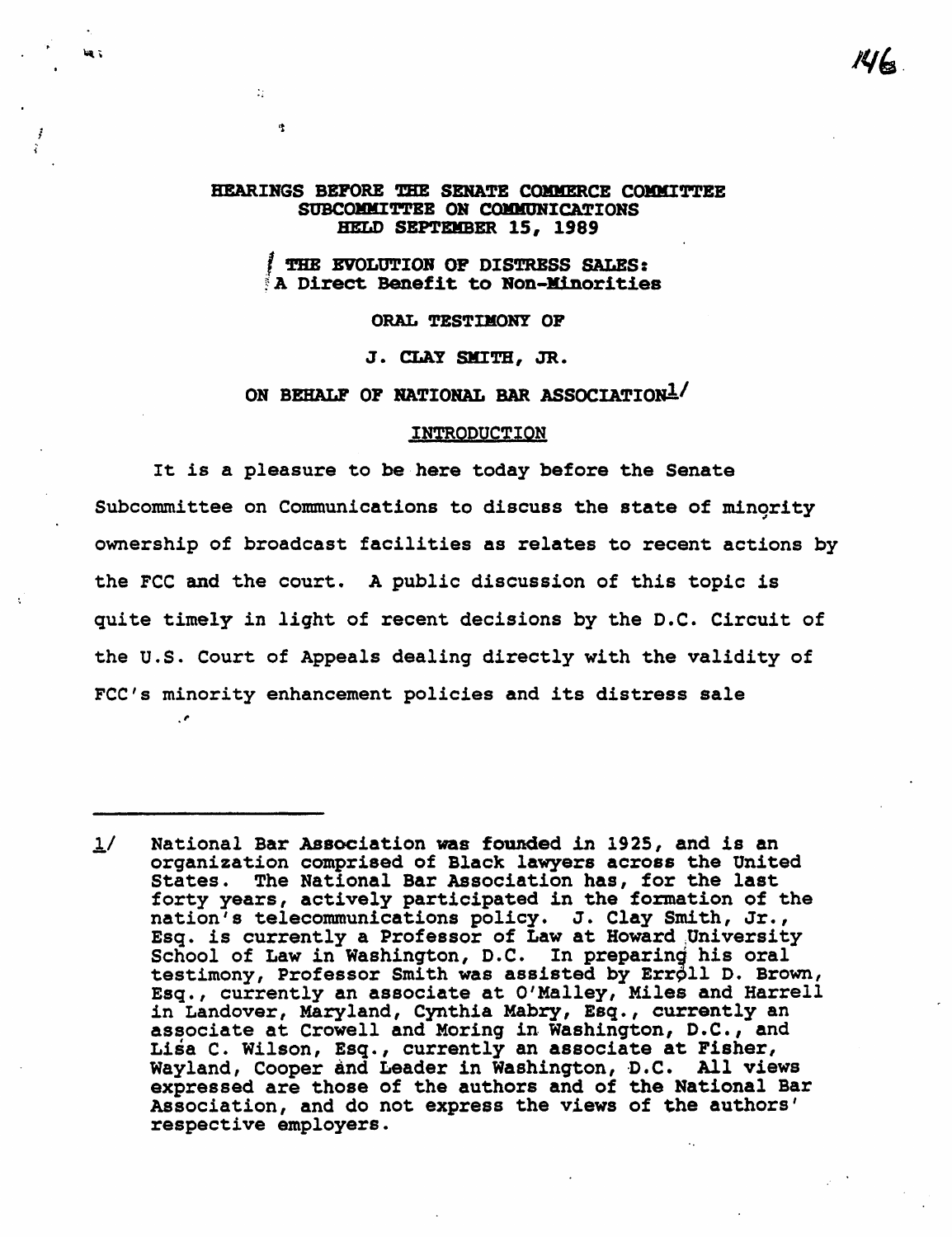# HEARINGS BEFORE THE SENATE COMMERCE COMMITTEE SUBCOMMITTEE ON COMMUNICATIONS HELD SEPTEMBER 15, 1989

## THE EVOLUTION OF DISTRESS SALES: A Direct Benefit to Non-Minorities

ORAL TESTIMONY OF

J. CLAY SMITH, JR.

ON BEHALF OF NATIONAL BAR ASSOCIATION[1]

### INTRODUCTION

It is a pleasure to be here today before the Senate Subcommittee on Communications to discuss the state of minority ownership of broadcast facilities as relates to recent actions by the FCC and the court. A public discussion of this topic is quite timely in light of recent decisions by the D.C. Circuit of the U.S. Court of Appeals dealing directly with the validity of FCC's minority enhancement policies and its distress sale

---

1/ National Bar Association was founded in 1925, and is an organization comprised of Black lawyers across the United States. The National Bar Association has, for the last forty years, actively participated in the formation of the nation's telecommunications policy. J. Clay Smith, Jr., Esq. is currently a Professor of Law at Howard University School of Law in Washington, D.C. In preparing his oral testimony, Professor Smith was assisted by Erroll D. Brown, Esq., currently an associate at O'Malley, Miles and Harrell in Landover, Maryland, Cynthia Mabry, Esq., currently an associate at Crowell and Moring in Washington, D.C., and Lisa C. Wilson, Esq., currently an associate at Fisher, Wayland, Cooper and Leader in Washington, D.C. All views expressed are those of the authors and of the National Bar Association, and do not express the views of the authors' respective employers.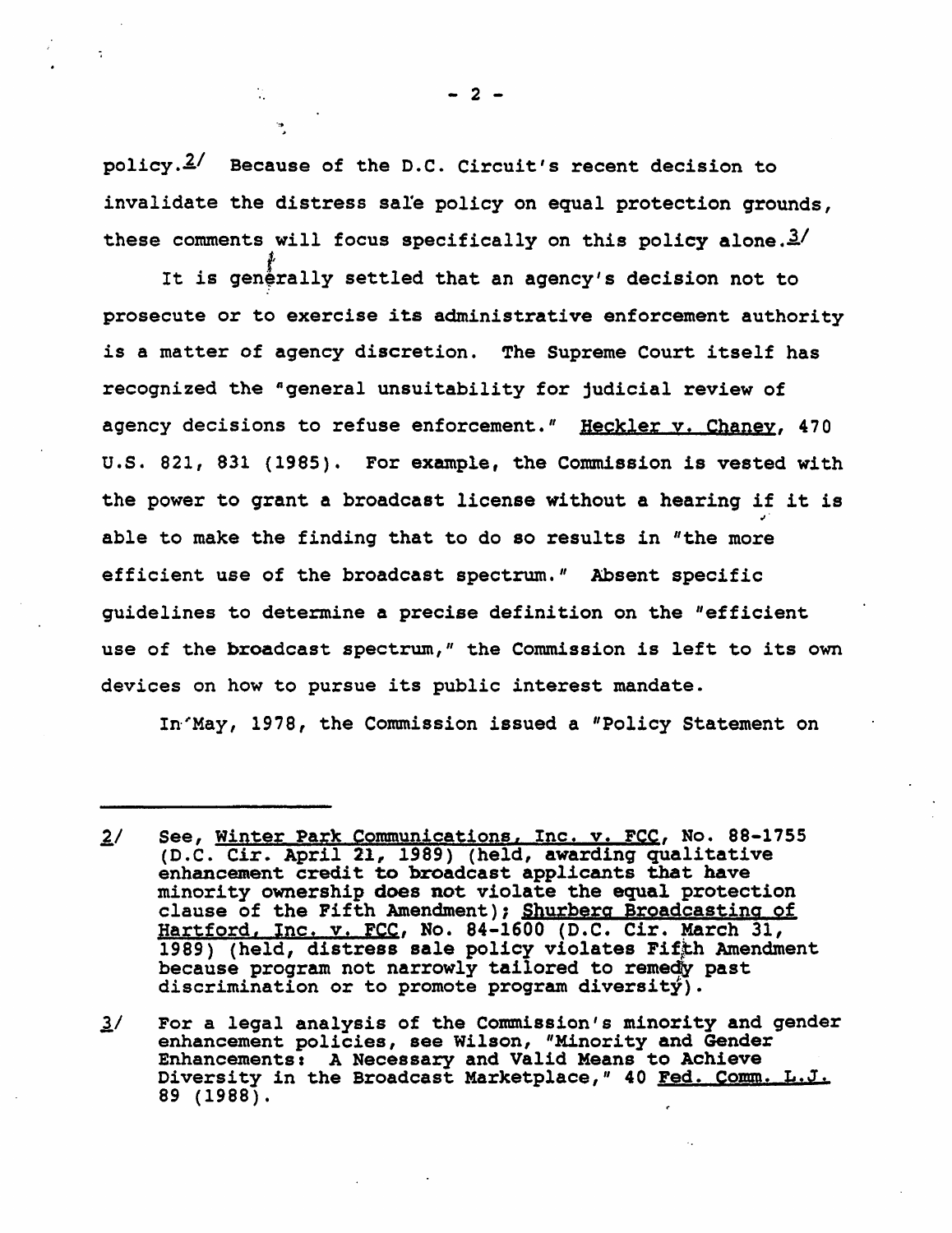policy.[2] Because of the D.C. Circuit's recent decision to invalidate the distress sale policy on equal protection grounds, these comments will focus specifically on this policy alone.[3]

It is generally settled that an agency's decision not to prosecute or to exercise its administrative enforcement authority is a matter of agency discretion. The Supreme Court itself has recognized the "general unsuitability for judicial review of agency decisions to refuse enforcement." Heckler v. Chaney, 470 U.S. 821, 831 (1985). For example, the Commission is vested with the power to grant a broadcast license without a hearing if it is able to make the finding that to do so results in "the more efficient use of the broadcast spectrum." Absent specific guidelines to determine a precise definition on the "efficient use of the broadcast spectrum," the Commission is left to its own devices on how to pursue its public interest mandate.

In May, 1978, the Commission issued a "Policy Statement on

---

2/ See, Winter Park Communications, Inc. v. FCC, No. 88-1755 (D.C. Cir. April 21, 1989) (held, awarding qualitative enhancement credit to broadcast applicants that have minority ownership does not violate the equal protection clause of the Fifth Amendment); Shurberg Broadcasting of Hartford, Inc. v. FCC, No. 84-1600 (D.C. Cir. March 31, 1989) (held, distress sale policy violates Fifth Amendment because program not narrowly tailored to remedy past discrimination or to promote program diversity).

3/ For a legal analysis of the Commission's minority and gender enhancement policies, see Wilson, "Minority and Gender Enhancements: A Necessary and Valid Means to Achieve Diversity in the Broadcast Marketplace," 40 Fed. Comm. L.J. 89 (1988).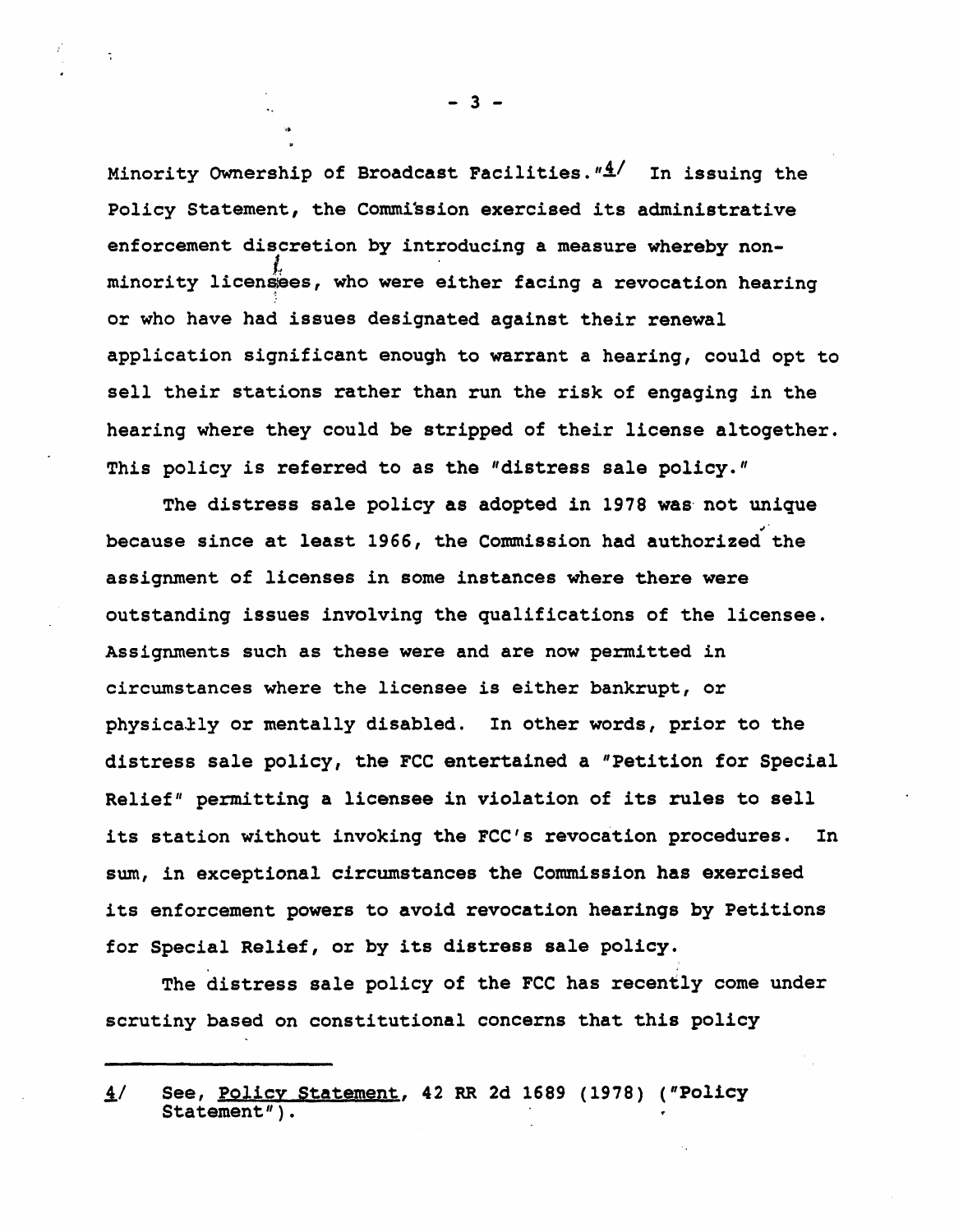Minority Ownership of Broadcast Facilities."[4] In issuing the Policy Statement, the Commission exercised its administrative enforcement discretion by introducing a measure whereby non-minority licensees, who were either facing a revocation hearing or who have had issues designated against their renewal application significant enough to warrant a hearing, could opt to sell their stations rather than run the risk of engaging in the hearing where they could be stripped of their license altogether. This policy is referred to as the "distress sale policy."

The distress sale policy as adopted in 1978 was not unique because since at least 1966, the Commission had authorized the assignment of licenses in some instances where there were outstanding issues involving the qualifications of the licensee. Assignments such as these were and are now permitted in circumstances where the licensee is either bankrupt, or physically or mentally disabled. In other words, prior to the distress sale policy, the FCC entertained a "Petition for Special Relief" permitting a licensee in violation of its rules to sell its station without invoking the FCC's revocation procedures. In sum, in exceptional circumstances the Commission has exercised its enforcement powers to avoid revocation hearings by Petitions for Special Relief, or by its distress sale policy.

The distress sale policy of the FCC has recently come under scrutiny based on constitutional concerns that this policy

---

4/ See, Policy Statement, 42 RR 2d 1689 (1978) ("Policy Statement").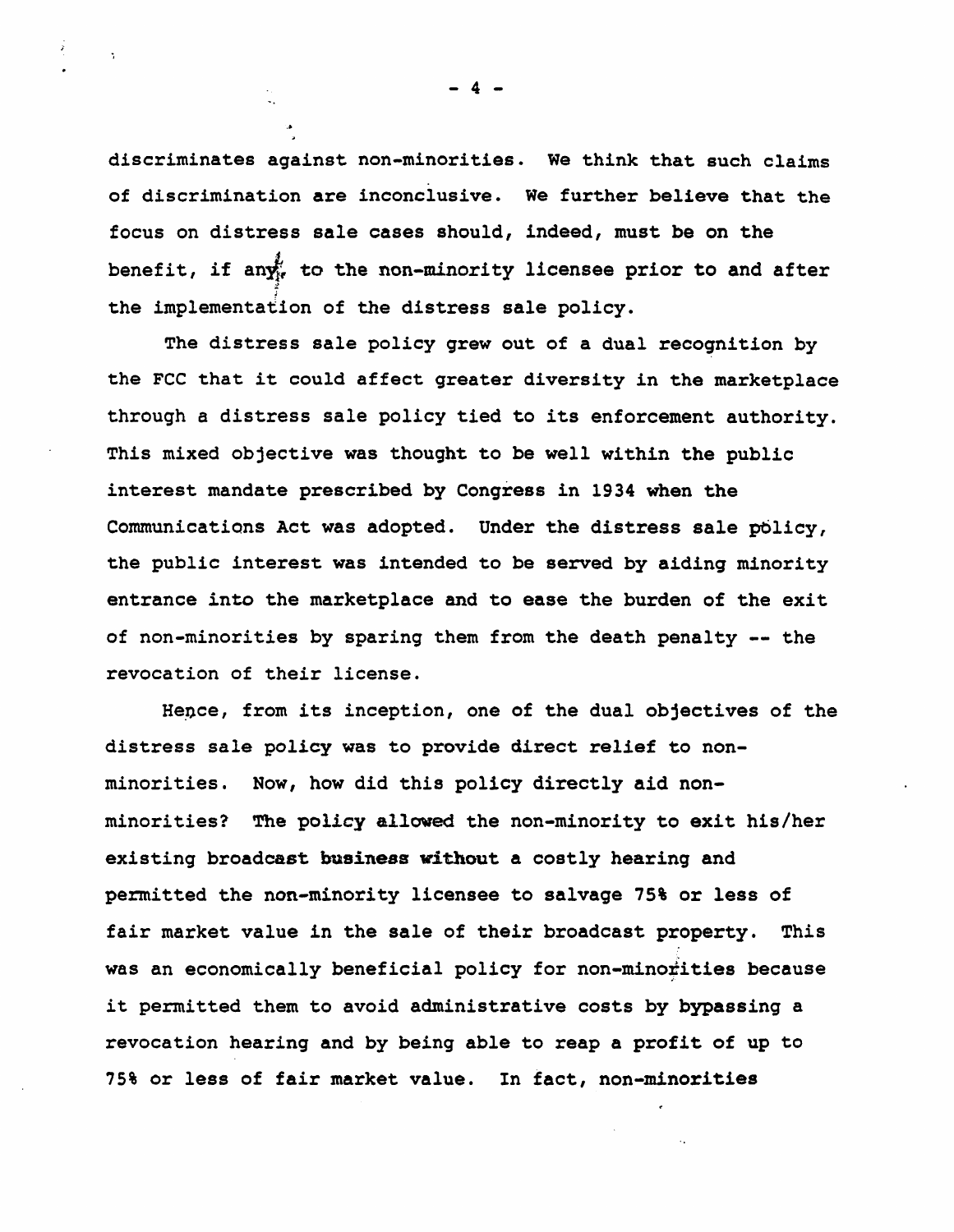discriminates against non-minorities. We think that such claims of discrimination are inconclusive. We further believe that the focus on distress sale cases should, indeed, must be on the benefit, if any, to the non-minority licensee prior to and after the implementation of the distress sale policy.

The distress sale policy grew out of a dual recognition by the FCC that it could affect greater diversity in the marketplace through a distress sale policy tied to its enforcement authority. This mixed objective was thought to be well within the public interest mandate prescribed by Congress in 1934 when the Communications Act was adopted. Under the distress sale policy, the public interest was intended to be served by aiding minority entrance into the marketplace and to ease the burden of the exit of non-minorities by sparing them from the death penalty -- the revocation of their license.

Hence, from its inception, one of the dual objectives of the distress sale policy was to provide direct relief to non-minorities. Now, how did this policy directly aid non-minorities? The policy allowed the non-minority to exit his/her existing broadcast business without a costly hearing and permitted the non-minority licensee to salvage 75% or less of fair market value in the sale of their broadcast property. This was an economically beneficial policy for non-minorities because it permitted them to avoid administrative costs by bypassing a revocation hearing and by being able to reap a profit of up to 75% or less of fair market value. In fact, non-minorities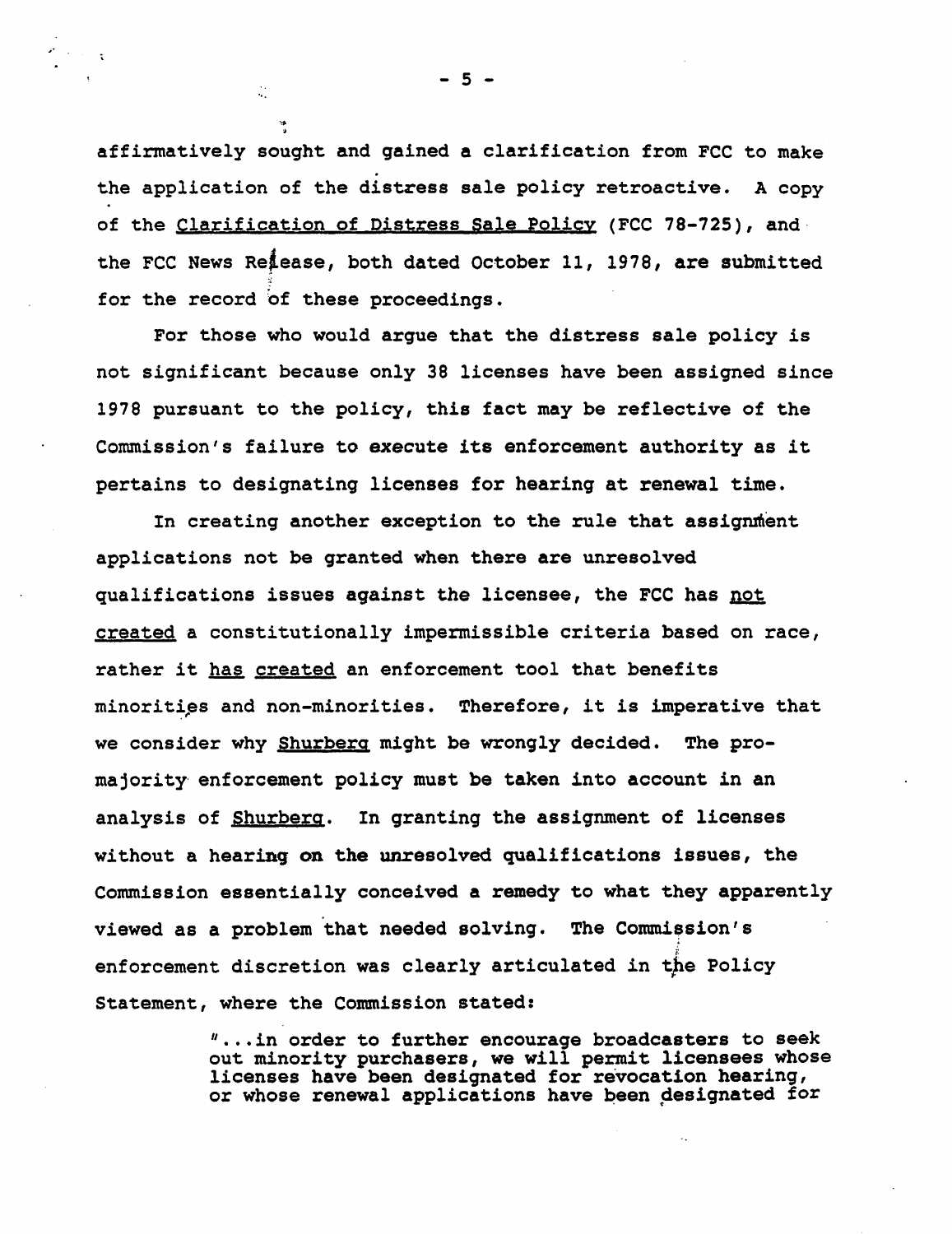affirmatively sought and gained a clarification from FCC to make the application of the distress sale policy retroactive. A copy of the Clarification of Distress Sale Policy (FCC 78-725), and the FCC News Release, both dated October 11, 1978, are submitted for the record of these proceedings.

For those who would argue that the distress sale policy is not significant because only 38 licenses have been assigned since 1978 pursuant to the policy, this fact may be reflective of the Commission's failure to execute its enforcement authority as it pertains to designating licenses for hearing at renewal time.

In creating another exception to the rule that assignment applications not be granted when there are unresolved qualifications issues against the licensee, the FCC has not created a constitutionally impermissible criteria based on race, rather it has created an enforcement tool that benefits minorities and non-minorities. Therefore, it is imperative that we consider why Shurberg might be wrongly decided. The pro-majority enforcement policy must be taken into account in an analysis of Shurberg. In granting the assignment of licenses without a hearing on the unresolved qualifications issues, the Commission essentially conceived a remedy to what they apparently viewed as a problem that needed solving. The Commission's enforcement discretion was clearly articulated in the Policy Statement, where the Commission stated:

> "...in order to further encourage broadcasters to seek out minority purchasers, we will permit licensees whose licenses have been designated for revocation hearing, or whose renewal applications have been designated for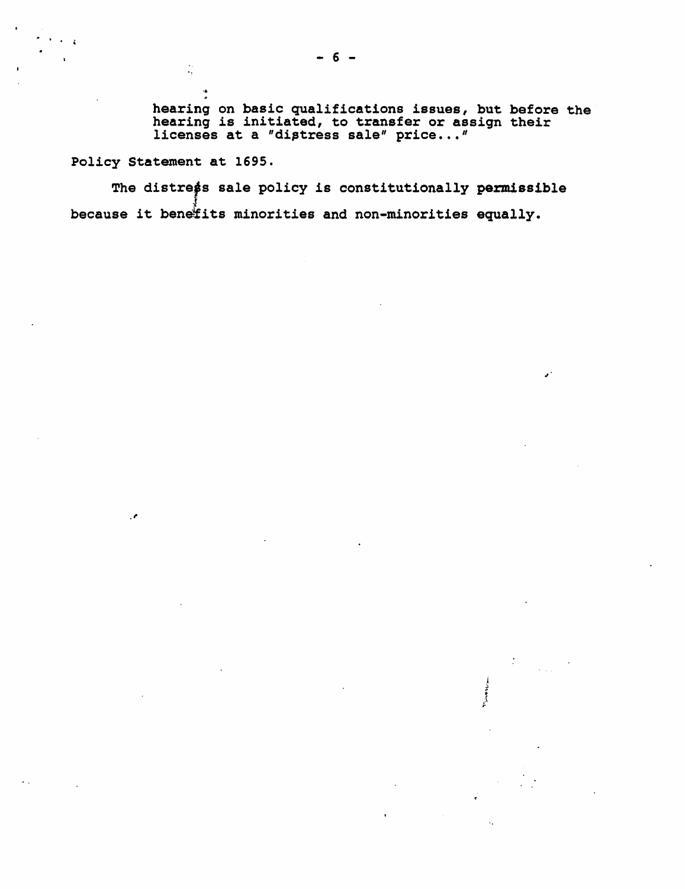hearing on basic qualifications issues, but before the hearing is initiated, to transfer or assign their licenses at a "distress sale" price..."

Policy Statement at 1695.

The distress sale policy is constitutionally permissible because it benefits minorities and non-minorities equally.